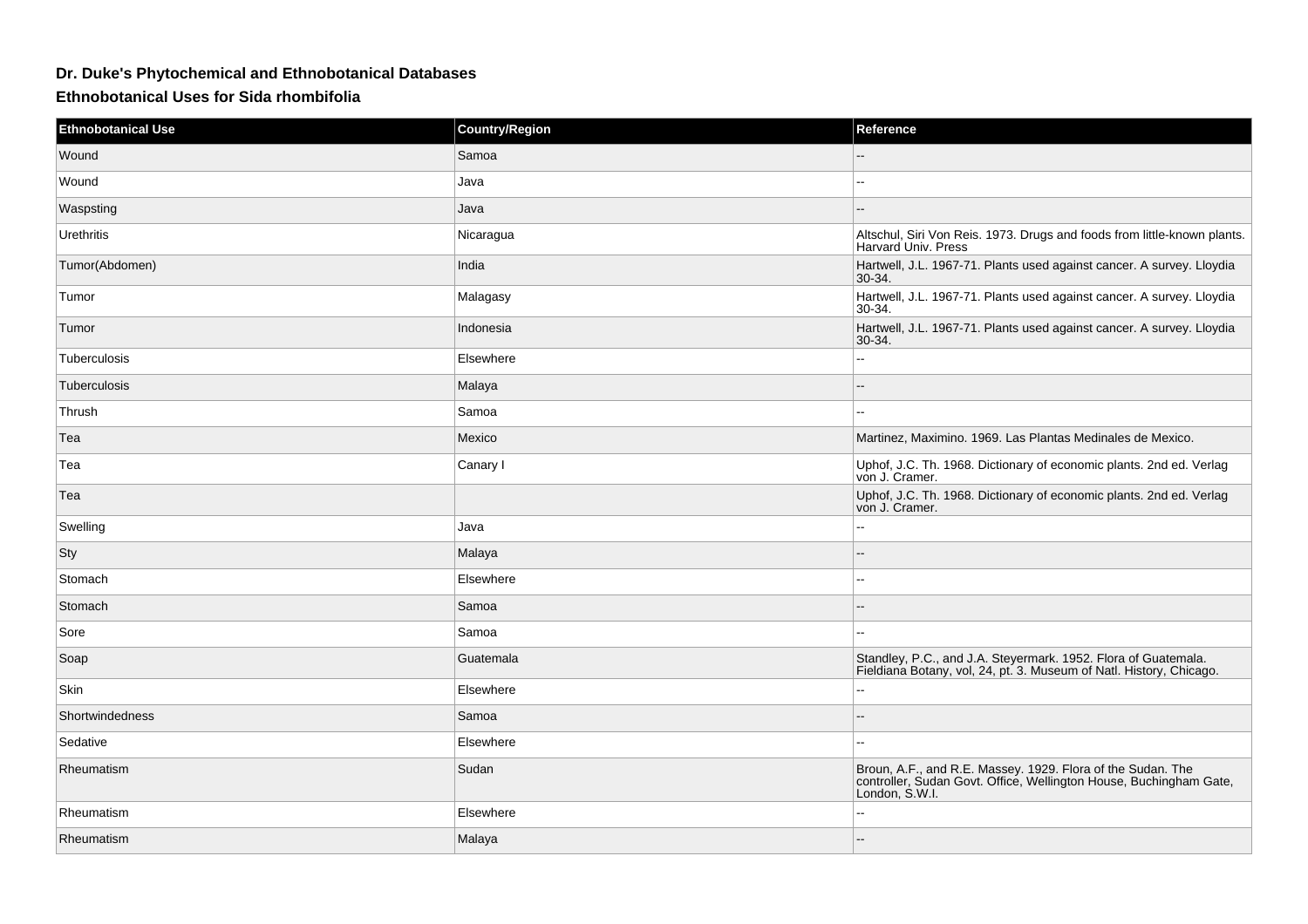## Dr. Duke's Phytochemical and Ethnobotanical Databases

### Ethnobotanical Uses for Sida rhombifolia

| Ethnobotanical Use | Country/Region | Reference |
| --- | --- | --- |
| Wound | Samoa | -- |
| Wound | Java | -- |
| Waspsting | Java | -- |
| Urethritis | Nicaragua | Altschul, Siri Von Reis. 1973. Drugs and foods from little-known plants. Harvard Univ. Press |
| Tumor(Abdomen) | India | Hartwell, J.L. 1967-71. Plants used against cancer. A survey. Lloydia 30-34. |
| Tumor | Malagasy | Hartwell, J.L. 1967-71. Plants used against cancer. A survey. Lloydia 30-34. |
| Tumor | Indonesia | Hartwell, J.L. 1967-71. Plants used against cancer. A survey. Lloydia 30-34. |
| Tuberculosis | Elsewhere | -- |
| Tuberculosis | Malaya | -- |
| Thrush | Samoa | -- |
| Tea | Mexico | Martinez, Maximino. 1969. Las Plantas Medinales de Mexico. |
| Tea | Canary I | Uphof, J.C. Th. 1968. Dictionary of economic plants. 2nd ed. Verlag von J. Cramer. |
| Tea | | Uphof, J.C. Th. 1968. Dictionary of economic plants. 2nd ed. Verlag von J. Cramer. |
| Swelling | Java | -- |
| Sty | Malaya | -- |
| Stomach | Elsewhere | -- |
| Stomach | Samoa | -- |
| Sore | Samoa | -- |
| Soap | Guatemala | Standley, P.C., and J.A. Steyermark. 1952. Flora of Guatemala. Fieldiana Botany, vol, 24, pt. 3. Museum of Natl. History, Chicago. |
| Skin | Elsewhere | -- |
| Shortwindedness | Samoa | -- |
| Sedative | Elsewhere | -- |
| Rheumatism | Sudan | Broun, A.F., and R.E. Massey. 1929. Flora of the Sudan. The controller, Sudan Govt. Office, Wellington House, Buchingham Gate, London, S.W.I. |
| Rheumatism | Elsewhere | -- |
| Rheumatism | Malaya | -- |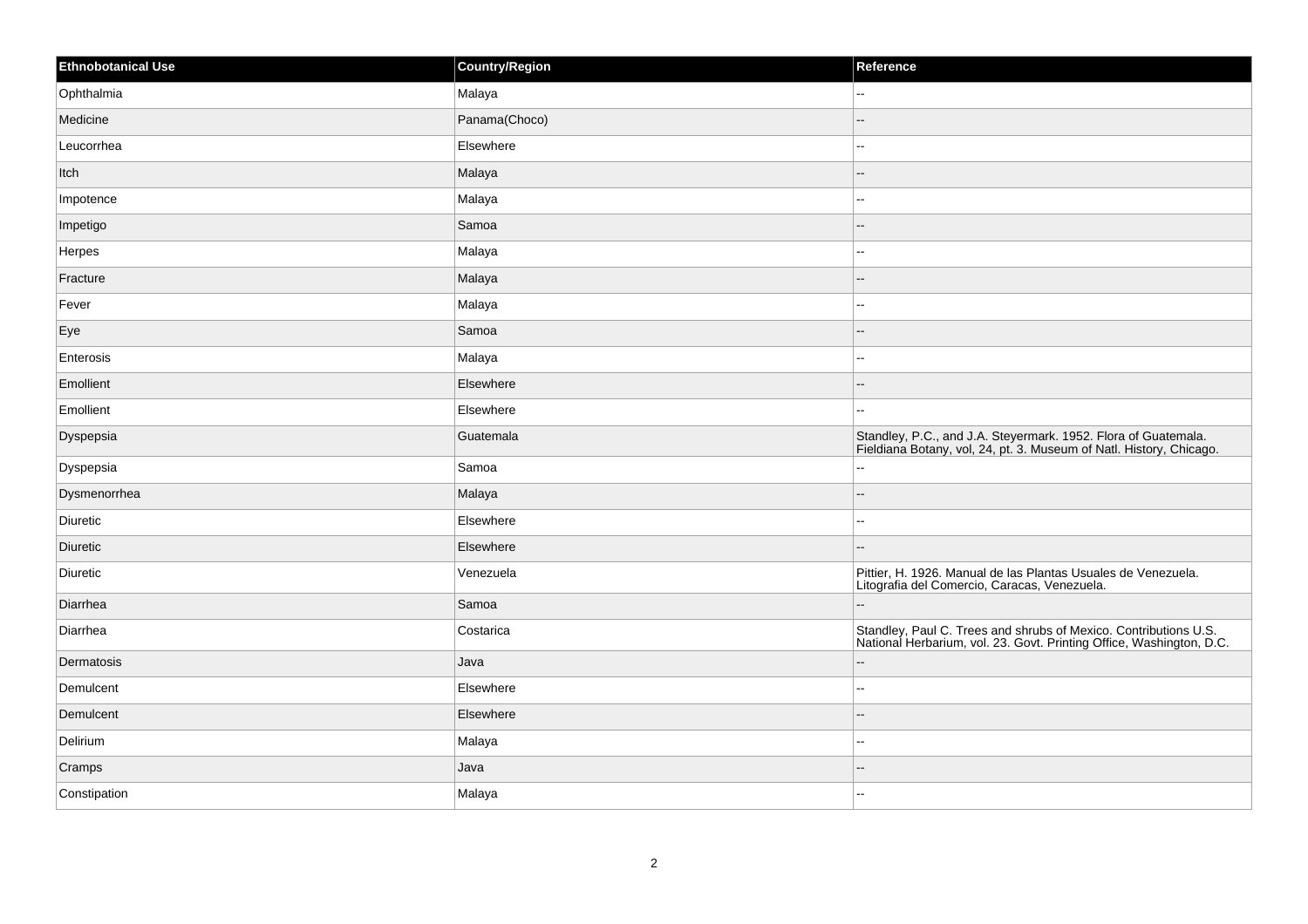| Ethnobotanical Use | Country/Region | Reference |
| --- | --- | --- |
| Ophthalmia | Malaya | -- |
| Medicine | Panama(Choco) | -- |
| Leucorrhea | Elsewhere | -- |
| Itch | Malaya | -- |
| Impotence | Malaya | -- |
| Impetigo | Samoa | -- |
| Herpes | Malaya | -- |
| Fracture | Malaya | -- |
| Fever | Malaya | -- |
| Eye | Samoa | -- |
| Enterosis | Malaya | -- |
| Emollient | Elsewhere | -- |
| Emollient | Elsewhere | -- |
| Dyspepsia | Guatemala | Standley, P.C., and J.A. Steyermark. 1952. Flora of Guatemala. Fieldiana Botany, vol, 24, pt. 3. Museum of Natl. History, Chicago. |
| Dyspepsia | Samoa | -- |
| Dysmenorrhea | Malaya | -- |
| Diuretic | Elsewhere | -- |
| Diuretic | Elsewhere | -- |
| Diuretic | Venezuela | Pittier, H. 1926. Manual de las Plantas Usuales de Venezuela. Litografia del Comercio, Caracas, Venezuela. |
| Diarrhea | Samoa | -- |
| Diarrhea | Costarica | Standley, Paul C. Trees and shrubs of Mexico. Contributions U.S. National Herbarium, vol. 23. Govt. Printing Office, Washington, D.C. |
| Dermatosis | Java | -- |
| Demulcent | Elsewhere | -- |
| Demulcent | Elsewhere | -- |
| Delirium | Malaya | -- |
| Cramps | Java | -- |
| Constipation | Malaya | -- |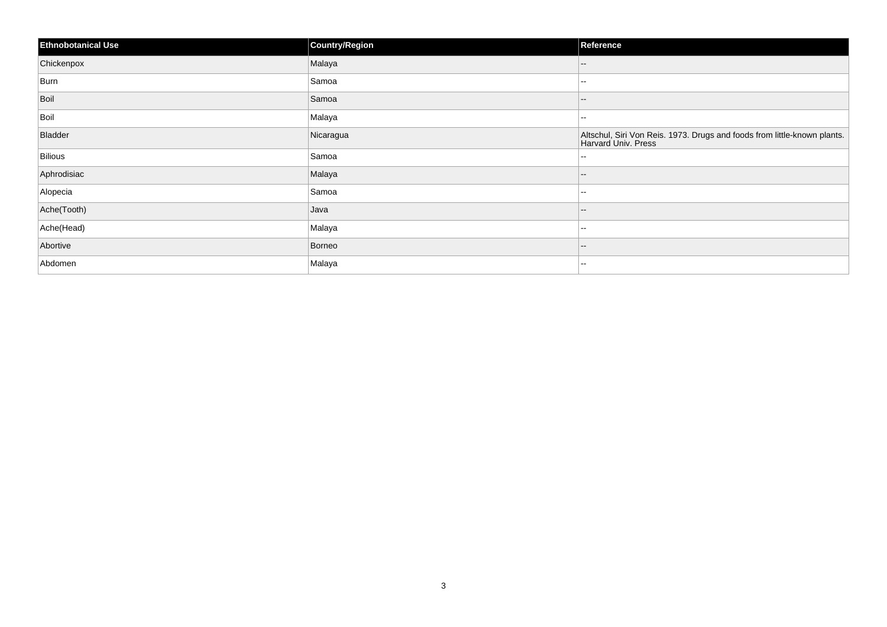| Ethnobotanical Use | Country/Region | Reference |
| --- | --- | --- |
| Chickenpox | Malaya | -- |
| Burn | Samoa | -- |
| Boil | Samoa | -- |
| Boil | Malaya | -- |
| Bladder | Nicaragua | Altschul, Siri Von Reis. 1973. Drugs and foods from little-known plants. Harvard Univ. Press |
| Bilious | Samoa | -- |
| Aphrodisiac | Malaya | -- |
| Alopecia | Samoa | -- |
| Ache(Tooth) | Java | -- |
| Ache(Head) | Malaya | -- |
| Abortive | Borneo | -- |
| Abdomen | Malaya | -- |